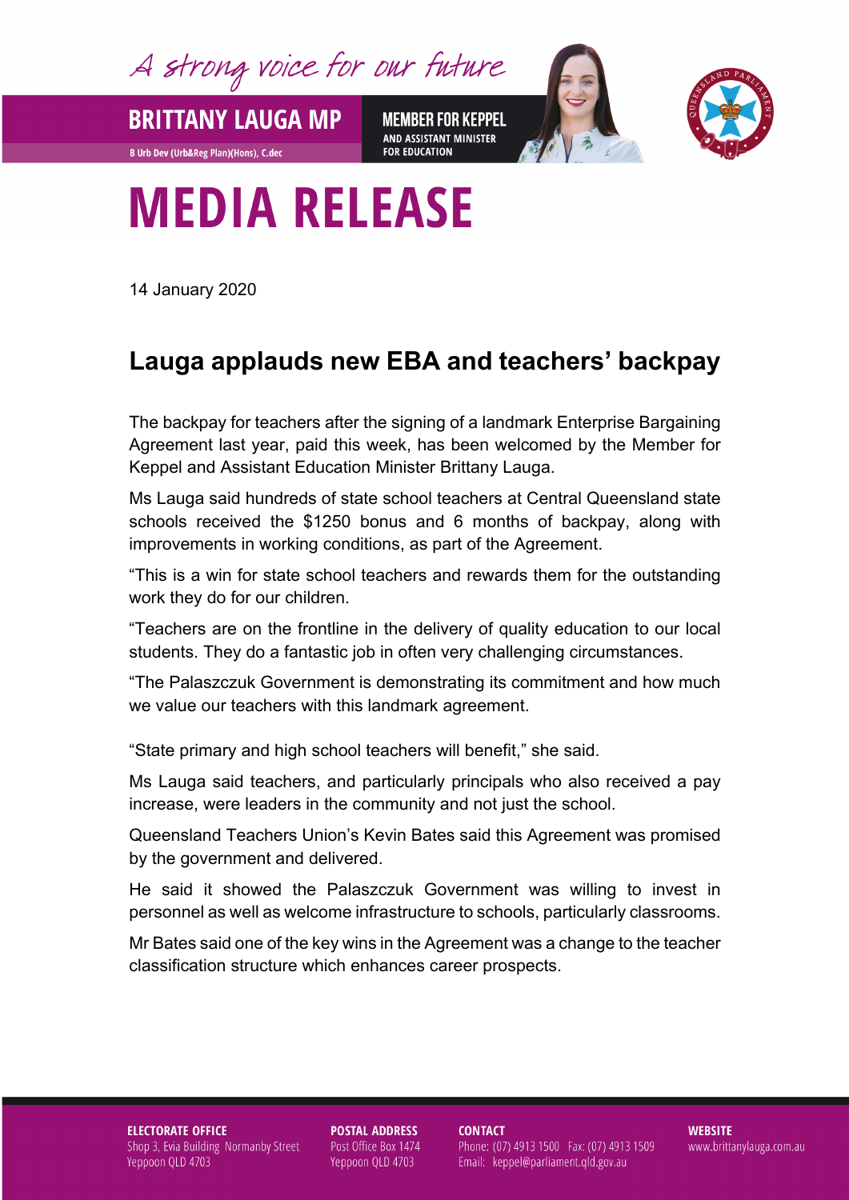A strong voice for our future

**BRITTANY LAUGA MP**

B Urb Dev (Urb&Reg Plan)(Hons), C.dec

**MEMBER FOR KEPPEL**
**AND ASSISTANT MINISTER FOR EDUCATION**

# MEDIA RELEASE

14 January 2020

## Lauga applauds new EBA and teachers' backpay

The backpay for teachers after the signing of a landmark Enterprise Bargaining Agreement last year, paid this week, has been welcomed by the Member for Keppel and Assistant Education Minister Brittany Lauga.

Ms Lauga said hundreds of state school teachers at Central Queensland state schools received the $1250 bonus and 6 months of backpay, along with improvements in working conditions, as part of the Agreement.

"This is a win for state school teachers and rewards them for the outstanding work they do for our children.

"Teachers are on the frontline in the delivery of quality education to our local students. They do a fantastic job in often very challenging circumstances.

"The Palaszczuk Government is demonstrating its commitment and how much we value our teachers with this landmark agreement.

"State primary and high school teachers will benefit," she said.

Ms Lauga said teachers, and particularly principals who also received a pay increase, were leaders in the community and not just the school.

Queensland Teachers Union's Kevin Bates said this Agreement was promised by the government and delivered.

He said it showed the Palaszczuk Government was willing to invest in personnel as well as welcome infrastructure to schools, particularly classrooms.

Mr Bates said one of the key wins in the Agreement was a change to the teacher classification structure which enhances career prospects.

**ELECTORATE OFFICE**
Shop 3, Evia Building Normanby Street
Yeppoon QLD 4703

**POSTAL ADDRESS**
Post Office Box 1474
Yeppoon QLD 4703

**CONTACT**
Phone: (07) 4913 1500 Fax: (07) 4913 1509
Email: keppel@parliament.qld.gov.au

**WEBSITE**
www.brittanylauga.com.au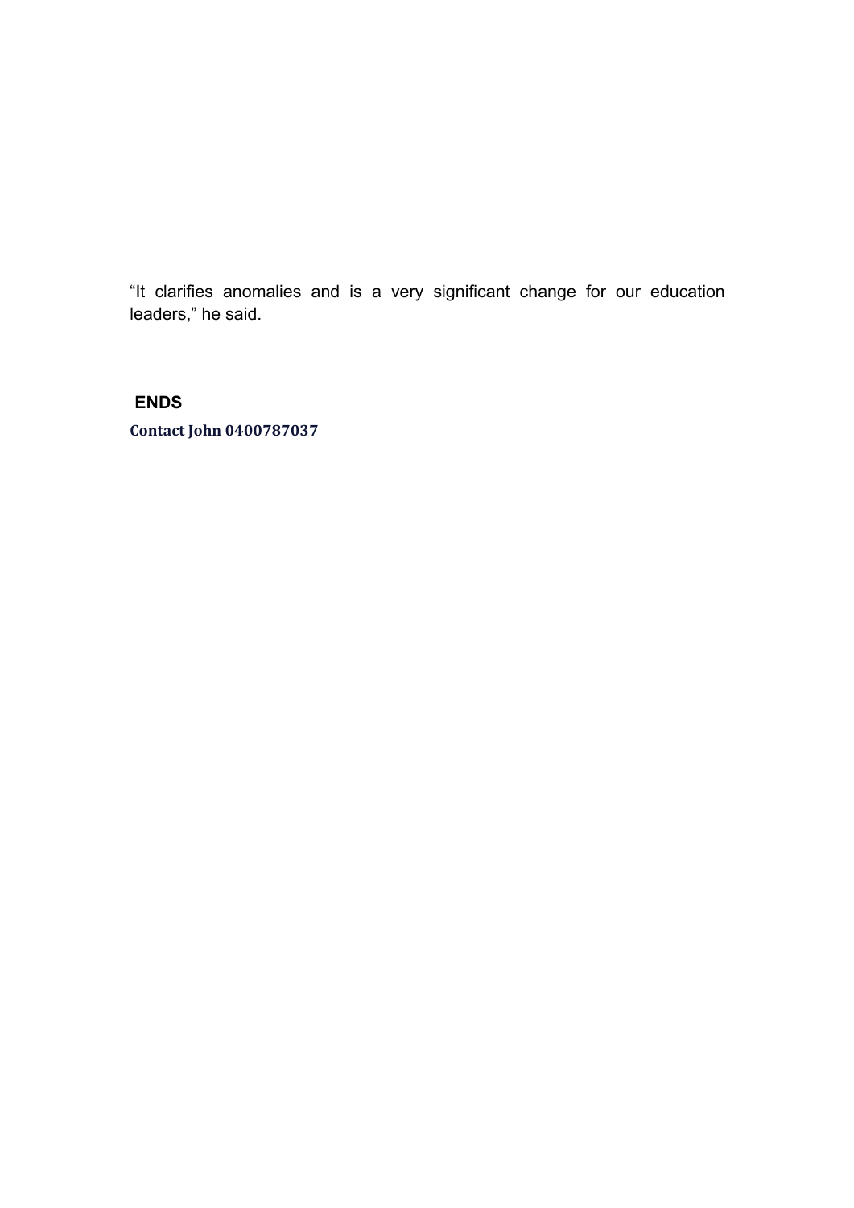"It clarifies anomalies and is a very significant change for our education leaders," he said.

**ENDS**

**Contact John 0400787037**